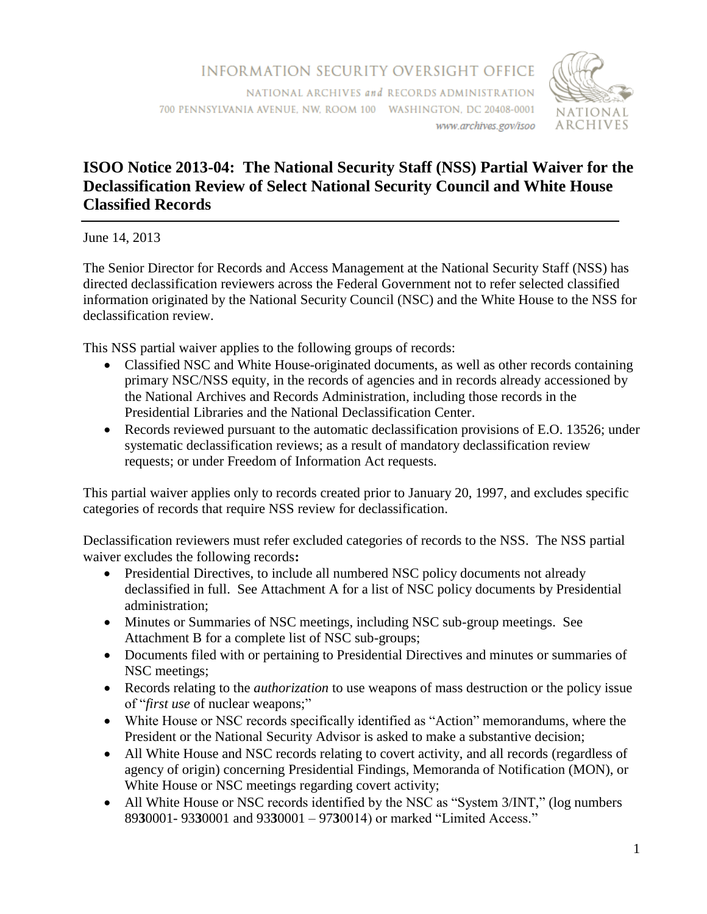INFORMATION SECURITY OVERSIGHT OFFICE

NATIONAL ARCHIVES *and* RECORDS ADMINISTRATION
700 PENNSYLVANIA AVENUE, NW, ROOM 100 WASHINGTON, DC 20408-0001
www.archives.gov/isoo

NATIONAL ARCHIVES

## ISOO Notice 2013-04: The National Security Staff (NSS) Partial Waiver for the Declassification Review of Select National Security Council and White House Classified Records

June 14, 2013

The Senior Director for Records and Access Management at the National Security Staff (NSS) has directed declassification reviewers across the Federal Government not to refer selected classified information originated by the National Security Council (NSC) and the White House to the NSS for declassification review.

This NSS partial waiver applies to the following groups of records:

- Classified NSC and White House-originated documents, as well as other records containing primary NSC/NSS equity, in the records of agencies and in records already accessioned by the National Archives and Records Administration, including those records in the Presidential Libraries and the National Declassification Center.
- Records reviewed pursuant to the automatic declassification provisions of E.O. 13526; under systematic declassification reviews; as a result of mandatory declassification review requests; or under Freedom of Information Act requests.

This partial waiver applies only to records created prior to January 20, 1997, and excludes specific categories of records that require NSS review for declassification.

Declassification reviewers must refer excluded categories of records to the NSS. The NSS partial waiver excludes the following records**:**

- Presidential Directives, to include all numbered NSC policy documents not already declassified in full. See Attachment A for a list of NSC policy documents by Presidential administration;
- Minutes or Summaries of NSC meetings, including NSC sub-group meetings. See Attachment B for a complete list of NSC sub-groups;
- Documents filed with or pertaining to Presidential Directives and minutes or summaries of NSC meetings;
- Records relating to the *authorization* to use weapons of mass destruction or the policy issue of "*first use* of nuclear weapons;"
- White House or NSC records specifically identified as "Action" memorandums, where the President or the National Security Advisor is asked to make a substantive decision;
- All White House and NSC records relating to covert activity, and all records (regardless of agency of origin) concerning Presidential Findings, Memoranda of Notification (MON), or White House or NSC meetings regarding covert activity;
- All White House or NSC records identified by the NSC as "System 3/INT," (log numbers 89**3**0001- 93**3**0001 and 93**3**0001 – 97**3**0014) or marked "Limited Access."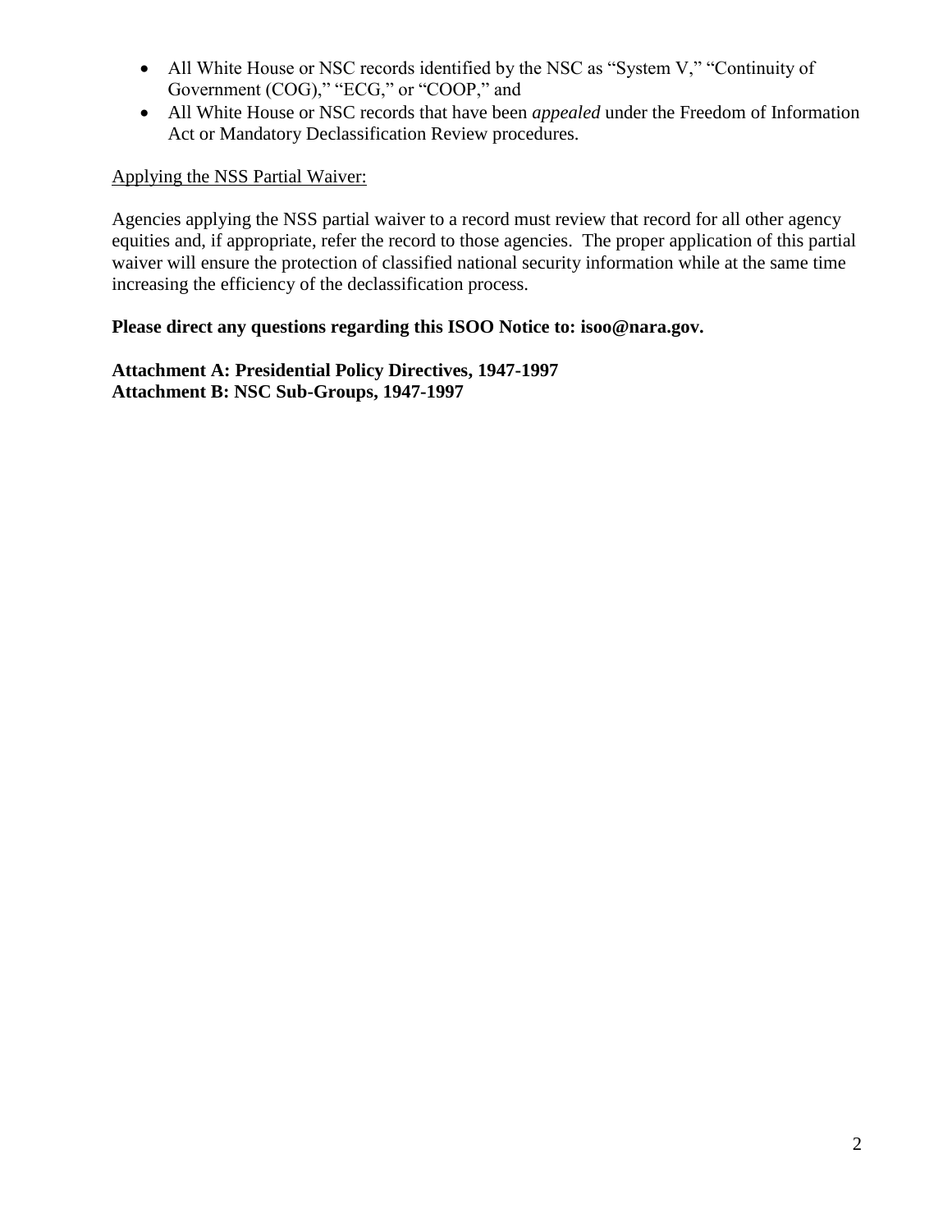- All White House or NSC records identified by the NSC as "System V," "Continuity of Government (COG)," "ECG," or "COOP," and
- All White House or NSC records that have been *appealed* under the Freedom of Information Act or Mandatory Declassification Review procedures.

Applying the NSS Partial Waiver:

Agencies applying the NSS partial waiver to a record must review that record for all other agency equities and, if appropriate, refer the record to those agencies. The proper application of this partial waiver will ensure the protection of classified national security information while at the same time increasing the efficiency of the declassification process.

**Please direct any questions regarding this ISOO Notice to: isoo@nara.gov.**

**Attachment A: Presidential Policy Directives, 1947-1997**
**Attachment B: NSC Sub-Groups, 1947-1997**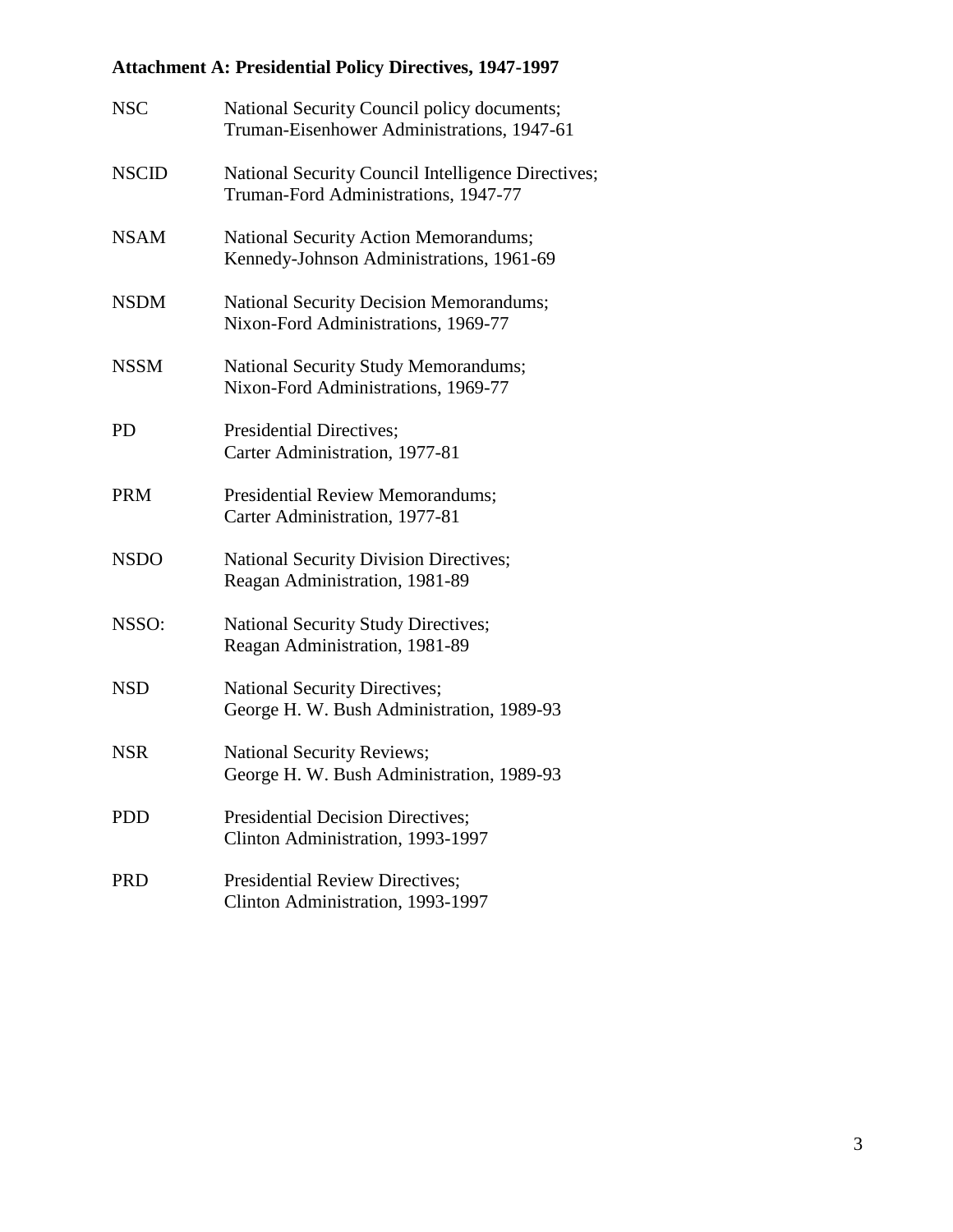**Attachment A: Presidential Policy Directives, 1947-1997**

| | |
|---|---|
| NSC | National Security Council policy documents; Truman-Eisenhower Administrations, 1947-61 |
| NSCID | National Security Council Intelligence Directives; Truman-Ford Administrations, 1947-77 |
| NSAM | National Security Action Memorandums; Kennedy-Johnson Administrations, 1961-69 |
| NSDM | National Security Decision Memorandums; Nixon-Ford Administrations, 1969-77 |
| NSSM | National Security Study Memorandums; Nixon-Ford Administrations, 1969-77 |
| PD | Presidential Directives; Carter Administration, 1977-81 |
| PRM | Presidential Review Memorandums; Carter Administration, 1977-81 |
| NSDO | National Security Division Directives; Reagan Administration, 1981-89 |
| NSSO: | National Security Study Directives; Reagan Administration, 1981-89 |
| NSD | National Security Directives; George H. W. Bush Administration, 1989-93 |
| NSR | National Security Reviews; George H. W. Bush Administration, 1989-93 |
| PDD | Presidential Decision Directives; Clinton Administration, 1993-1997 |
| PRD | Presidential Review Directives; Clinton Administration, 1993-1997 |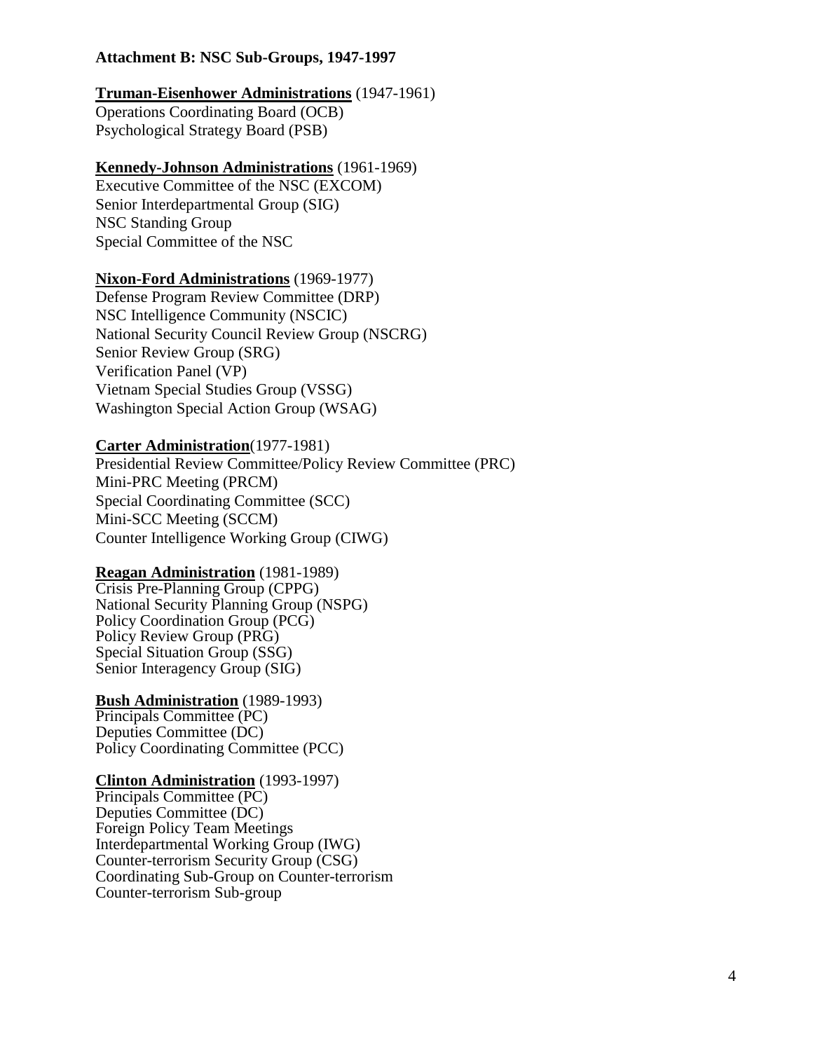**Attachment B: NSC Sub-Groups, 1947-1997**

**Truman-Eisenhower Administrations** (1947-1961)
Operations Coordinating Board (OCB)
Psychological Strategy Board (PSB)

**Kennedy-Johnson Administrations** (1961-1969)
Executive Committee of the NSC (EXCOM)
Senior Interdepartmental Group (SIG)
NSC Standing Group
Special Committee of the NSC

**Nixon-Ford Administrations** (1969-1977)
Defense Program Review Committee (DRP)
NSC Intelligence Community (NSCIC)
National Security Council Review Group (NSCRG)
Senior Review Group (SRG)
Verification Panel (VP)
Vietnam Special Studies Group (VSSG)
Washington Special Action Group (WSAG)

**Carter Administration**(1977-1981)
Presidential Review Committee/Policy Review Committee (PRC)
Mini-PRC Meeting (PRCM)
Special Coordinating Committee (SCC)
Mini-SCC Meeting (SCCM)
Counter Intelligence Working Group (CIWG)

**Reagan Administration** (1981-1989)
Crisis Pre-Planning Group (CPPG)
National Security Planning Group (NSPG)
Policy Coordination Group (PCG)
Policy Review Group (PRG)
Special Situation Group (SSG)
Senior Interagency Group (SIG)

**Bush Administration** (1989-1993)
Principals Committee (PC)
Deputies Committee (DC)
Policy Coordinating Committee (PCC)

**Clinton Administration** (1993-1997)
Principals Committee (PC)
Deputies Committee (DC)
Foreign Policy Team Meetings
Interdepartmental Working Group (IWG)
Counter-terrorism Security Group (CSG)
Coordinating Sub-Group on Counter-terrorism
Counter-terrorism Sub-group